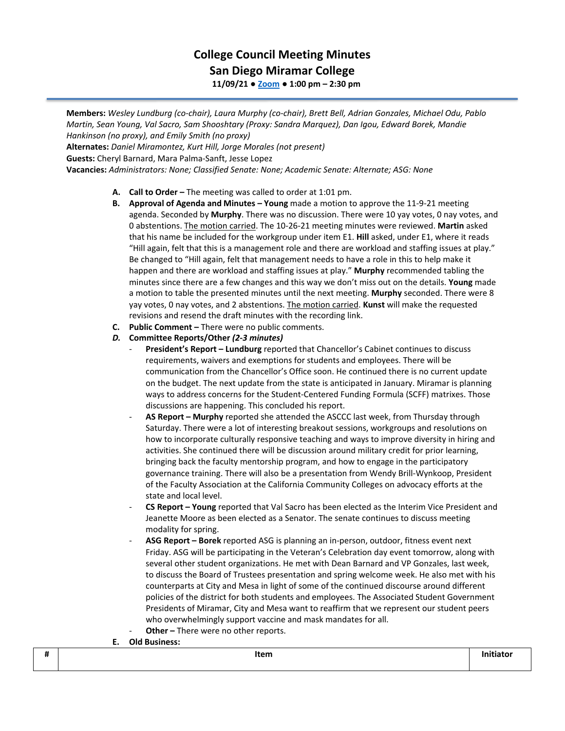# College Council Meeting Minutes
## San Diego Miramar College
**11/09/21 ● Zoom ● 1:00 pm – 2:30 pm**

**Members:** *Wesley Lundburg (co-chair), Laura Murphy (co-chair), Brett Bell, Adrian Gonzales, Michael Odu, Pablo Martin, Sean Young, Val Sacro, Sam Shooshtary (Proxy: Sandra Marquez), Dan Igou, Edward Borek, Mandie Hankinson (no proxy), and Emily Smith (no proxy)*
**Alternates:** *Daniel Miramontez, Kurt Hill, Jorge Morales (not present)*
**Guests:** Cheryl Barnard, Mara Palma-Sanft, Jesse Lopez
**Vacancies:** *Administrators: None; Classified Senate: None; Academic Senate: Alternate; ASG: None*

**A. Call to Order –** The meeting was called to order at 1:01 pm.

**B. Approval of Agenda and Minutes – Young** made a motion to approve the 11-9-21 meeting agenda. Seconded by **Murphy**. There was no discussion. There were 10 yay votes, 0 nay votes, and 0 abstentions. The motion carried. The 10-26-21 meeting minutes were reviewed. **Martin** asked that his name be included for the workgroup under item E1. **Hill** asked, under E1, where it reads "Hill again, felt that this is a management role and there are workload and staffing issues at play." Be changed to "Hill again, felt that management needs to have a role in this to help make it happen and there are workload and staffing issues at play." **Murphy** recommended tabling the minutes since there are a few changes and this way we don't miss out on the details. **Young** made a motion to table the presented minutes until the next meeting. **Murphy** seconded. There were 8 yay votes, 0 nay votes, and 2 abstentions. The motion carried. **Kunst** will make the requested revisions and resend the draft minutes with the recording link.

**C. Public Comment –** There were no public comments.

***D. Committee Reports/Other (2-3 minutes)***

- **President's Report – Lundburg** reported that Chancellor's Cabinet continues to discuss requirements, waivers and exemptions for students and employees. There will be communication from the Chancellor's Office soon. He continued there is no current update on the budget. The next update from the state is anticipated in January. Miramar is planning ways to address concerns for the Student-Centered Funding Formula (SCFF) matrixes. Those discussions are happening. This concluded his report.
- **AS Report – Murphy** reported she attended the ASCCC last week, from Thursday through Saturday. There were a lot of interesting breakout sessions, workgroups and resolutions on how to incorporate culturally responsive teaching and ways to improve diversity in hiring and activities. She continued there will be discussion around military credit for prior learning, bringing back the faculty mentorship program, and how to engage in the participatory governance training. There will also be a presentation from Wendy Brill-Wynkoop, President of the Faculty Association at the California Community Colleges on advocacy efforts at the state and local level.
- **CS Report – Young** reported that Val Sacro has been elected as the Interim Vice President and Jeanette Moore as been elected as a Senator. The senate continues to discuss meeting modality for spring.
- **ASG Report – Borek** reported ASG is planning an in-person, outdoor, fitness event next Friday. ASG will be participating in the Veteran's Celebration day event tomorrow, along with several other student organizations. He met with Dean Barnard and VP Gonzales, last week, to discuss the Board of Trustees presentation and spring welcome week. He also met with his counterparts at City and Mesa in light of some of the continued discourse around different policies of the district for both students and employees. The Associated Student Government Presidents of Miramar, City and Mesa want to reaffirm that we represent our student peers who overwhelmingly support vaccine and mask mandates for all.
- **Other –** There were no other reports.

**E. Old Business:**

| # | Item | Initiator |
|---|---|---|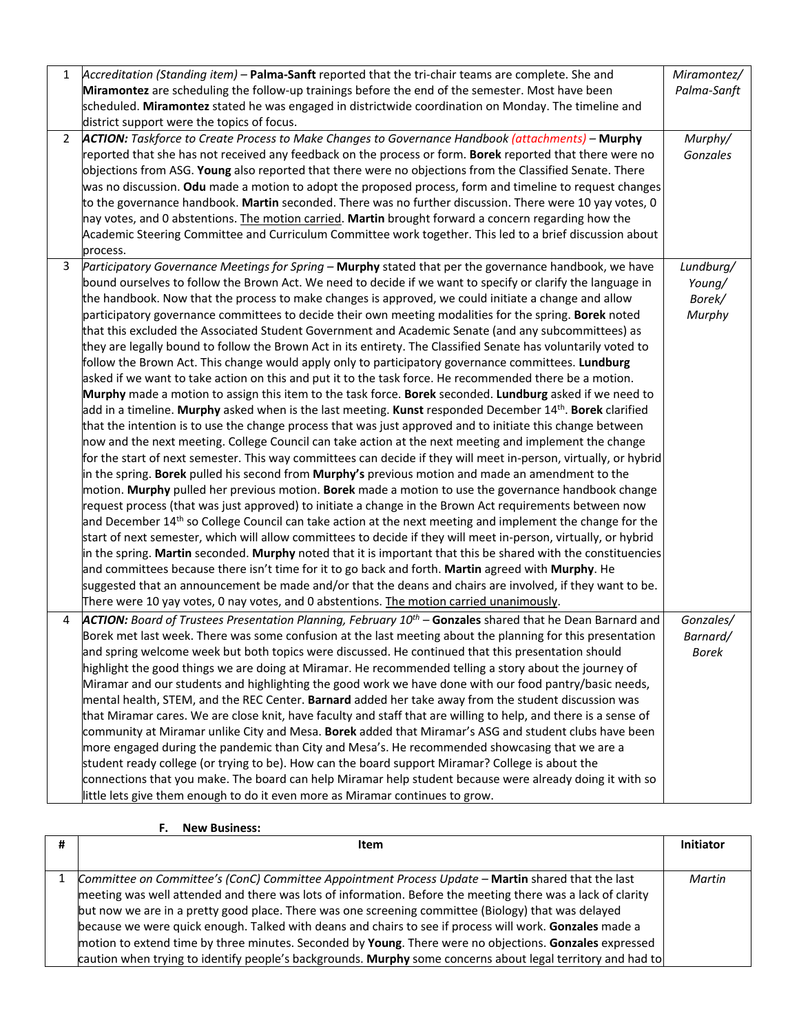| | | |
|---|---|---|
| 1 | *Accreditation (Standing item)* – **Palma-Sanft** reported that the tri-chair teams are complete. She and **Miramontez** are scheduling the follow-up trainings before the end of the semester. Most have been scheduled. **Miramontez** stated he was engaged in districtwide coordination on Monday. The timeline and district support were the topics of focus. | *Miramontez/ Palma-Sanft* |
| 2 | ***ACTION:*** *Taskforce to Create Process to Make Changes to Governance Handbook (attachments)* – **Murphy** reported that she has not received any feedback on the process or form. **Borek** reported that there were no objections from ASG. **Young** also reported that there were no objections from the Classified Senate. There was no discussion. **Odu** made a motion to adopt the proposed process, form and timeline to request changes to the governance handbook. **Martin** seconded. There was no further discussion. There were 10 yay votes, 0 nay votes, and 0 abstentions. The motion carried. **Martin** brought forward a concern regarding how the Academic Steering Committee and Curriculum Committee work together. This led to a brief discussion about process. | *Murphy/ Gonzales* |
| 3 | *Participatory Governance Meetings for Spring* – **Murphy** stated that per the governance handbook, we have bound ourselves to follow the Brown Act. We need to decide if we want to specify or clarify the language in the handbook. Now that the process to make changes is approved, we could initiate a change and allow participatory governance committees to decide their own meeting modalities for the spring. **Borek** noted that this excluded the Associated Student Government and Academic Senate (and any subcommittees) as they are legally bound to follow the Brown Act in its entirety. The Classified Senate has voluntarily voted to follow the Brown Act. This change would apply only to participatory governance committees. **Lundburg** asked if we want to take action on this and put it to the task force. He recommended there be a motion. **Murphy** made a motion to assign this item to the task force. **Borek** seconded. **Lundburg** asked if we need to add in a timeline. **Murphy** asked when is the last meeting. **Kunst** responded December 14th. **Borek** clarified that the intention is to use the change process that was just approved and to initiate this change between now and the next meeting. College Council can take action at the next meeting and implement the change for the start of next semester. This way committees can decide if they will meet in-person, virtually, or hybrid in the spring. **Borek** pulled his second from **Murphy's** previous motion and made an amendment to the motion. **Murphy** pulled her previous motion. **Borek** made a motion to use the governance handbook change request process (that was just approved) to initiate a change in the Brown Act requirements between now and December 14th so College Council can take action at the next meeting and implement the change for the start of next semester, which will allow committees to decide if they will meet in-person, virtually, or hybrid in the spring. **Martin** seconded. **Murphy** noted that it is important that this be shared with the constituencies and committees because there isn't time for it to go back and forth. **Martin** agreed with **Murphy**. He suggested that an announcement be made and/or that the deans and chairs are involved, if they want to be. There were 10 yay votes, 0 nay votes, and 0 abstentions. The motion carried unanimously. | *Lundburg/ Young/ Borek/ Murphy* |
| 4 | ***ACTION:*** *Board of Trustees Presentation Planning, February 10th* – **Gonzales** shared that he Dean Barnard and Borek met last week. There was some confusion at the last meeting about the planning for this presentation and spring welcome week but both topics were discussed. He continued that this presentation should highlight the good things we are doing at Miramar. He recommended telling a story about the journey of Miramar and our students and highlighting the good work we have done with our food pantry/basic needs, mental health, STEM, and the REC Center. **Barnard** added her take away from the student discussion was that Miramar cares. We are close knit, have faculty and staff that are willing to help, and there is a sense of community at Miramar unlike City and Mesa. **Borek** added that Miramar's ASG and student clubs have been more engaged during the pandemic than City and Mesa's. He recommended showcasing that we are a student ready college (or trying to be). How can the board support Miramar? College is about the connections that you make. The board can help Miramar help student because were already doing it with so little lets give them enough to do it even more as Miramar continues to grow. | *Gonzales/ Barnard/ Borek* |

**F. New Business:**

| # | Item | Initiator |
|---|---|---|
| 1 | *Committee on Committee's (ConC) Committee Appointment Process Update* – **Martin** shared that the last meeting was well attended and there was lots of information. Before the meeting there was a lack of clarity but now we are in a pretty good place. There was one screening committee (Biology) that was delayed because we were quick enough. Talked with deans and chairs to see if process will work. **Gonzales** made a motion to extend time by three minutes. Seconded by **Young**. There were no objections. **Gonzales** expressed caution when trying to identify people's backgrounds. **Murphy** some concerns about legal territory and had to | *Martin* |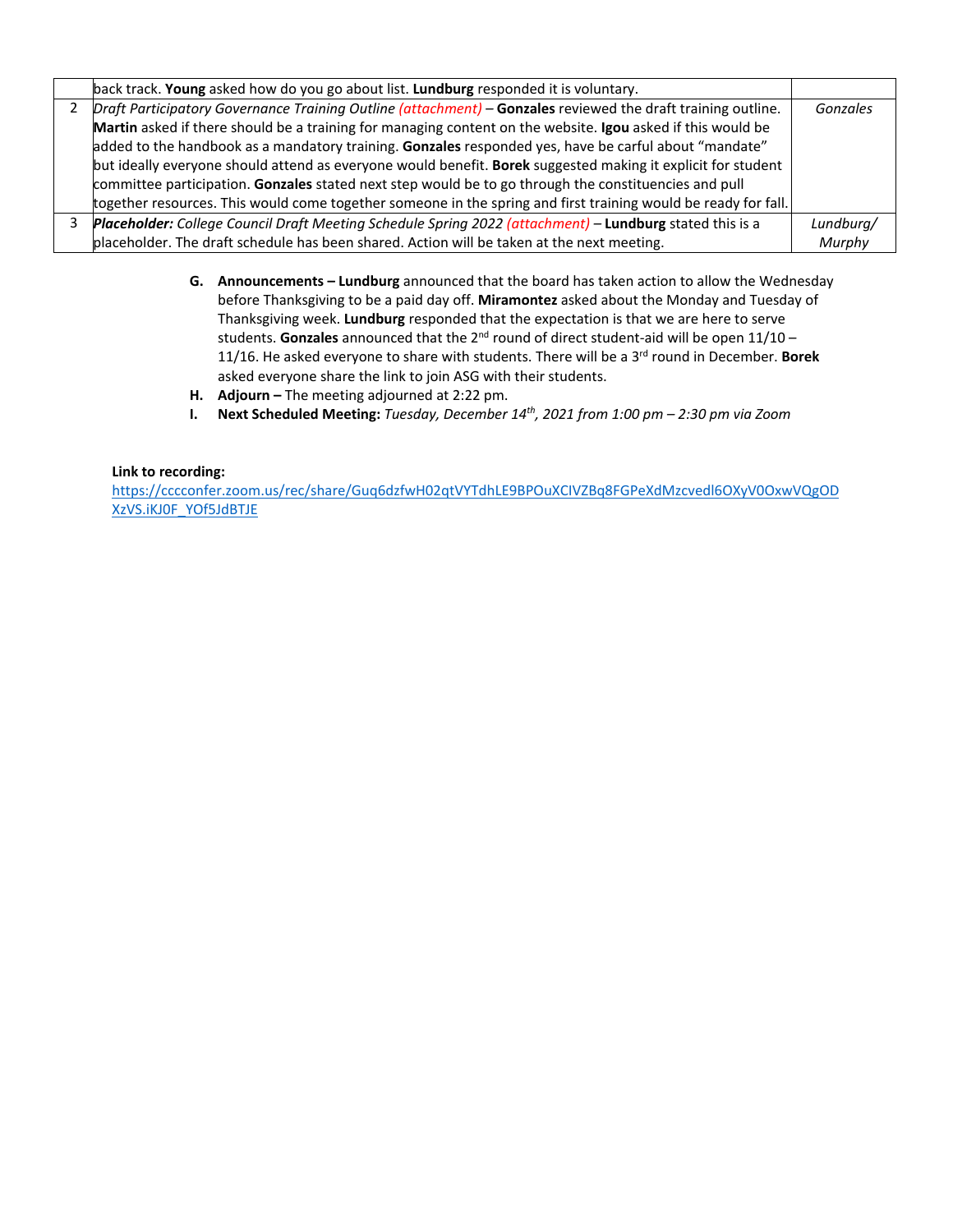| | | |
|---|---|---|
| | back track. **Young** asked how do you go about list. **Lundburg** responded it is voluntary. | |
| 2 | *Draft Participatory Governance Training Outline (attachment)* – **Gonzales** reviewed the draft training outline. **Martin** asked if there should be a training for managing content on the website. **Igou** asked if this would be added to the handbook as a mandatory training. **Gonzales** responded yes, have be carful about "mandate" but ideally everyone should attend as everyone would benefit. **Borek** suggested making it explicit for student committee participation. **Gonzales** stated next step would be to go through the constituencies and pull together resources. This would come together someone in the spring and first training would be ready for fall. | *Gonzales* |
| 3 | ***Placeholder:*** *College Council Draft Meeting Schedule Spring 2022 (attachment)* – **Lundburg** stated this is a placeholder. The draft schedule has been shared. Action will be taken at the next meeting. | *Lundburg/ Murphy* |

G. **Announcements – Lundburg** announced that the board has taken action to allow the Wednesday before Thanksgiving to be a paid day off. **Miramontez** asked about the Monday and Tuesday of Thanksgiving week. **Lundburg** responded that the expectation is that we are here to serve students. **Gonzales** announced that the 2nd round of direct student-aid will be open 11/10 – 11/16. He asked everyone to share with students. There will be a 3rd round in December. **Borek** asked everyone share the link to join ASG with their students.

H. **Adjourn –** The meeting adjourned at 2:22 pm.

I. **Next Scheduled Meeting:** *Tuesday, December 14th, 2021 from 1:00 pm – 2:30 pm via Zoom*

**Link to recording:**
https://cccconfer.zoom.us/rec/share/Guq6dzfwH02qtVYTdhLE9BPOuXCIVZBq8FGPeXdMzcvedl6OXyV0OxwVQgODXzVS.iKJ0F_YOf5JdBTJE